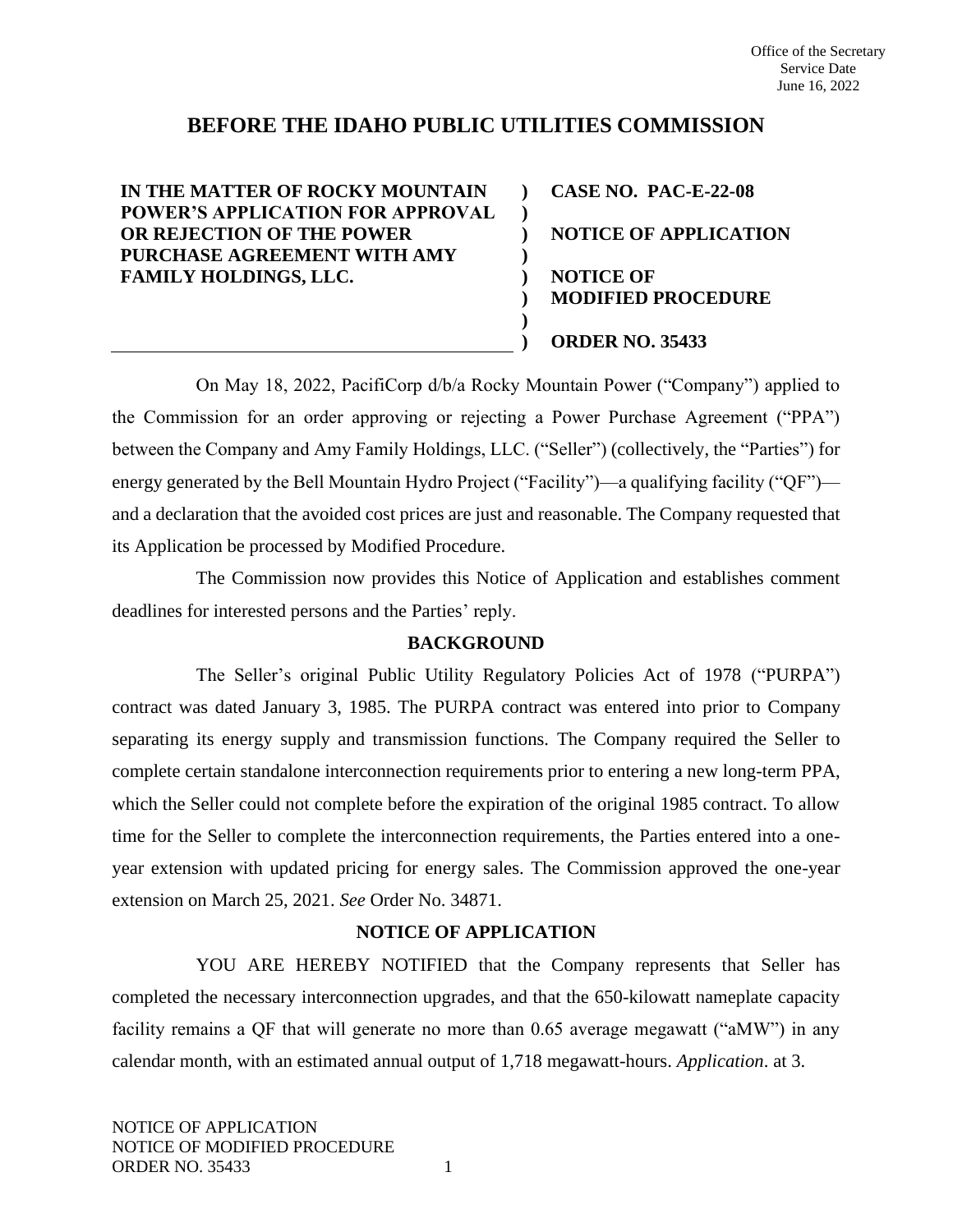Office of the Secretary
Service Date
June 16, 2022

# BEFORE THE IDAHO PUBLIC UTILITIES COMMISSION

| | | |
|---|---|---|
| **IN THE MATTER OF ROCKY MOUNTAIN POWER'S APPLICATION FOR APPROVAL OR REJECTION OF THE POWER PURCHASE AGREEMENT WITH AMY FAMILY HOLDINGS, LLC.** | ) | **CASE NO. PAC-E-22-08** |
| | ) | **NOTICE OF APPLICATION** |
| | ) | **NOTICE OF MODIFIED PROCEDURE** |
| | ) | **ORDER NO. 35433** |

On May 18, 2022, PacifiCorp d/b/a Rocky Mountain Power ("Company") applied to the Commission for an order approving or rejecting a Power Purchase Agreement ("PPA") between the Company and Amy Family Holdings, LLC. ("Seller") (collectively, the "Parties") for energy generated by the Bell Mountain Hydro Project ("Facility")—a qualifying facility ("QF")—and a declaration that the avoided cost prices are just and reasonable. The Company requested that its Application be processed by Modified Procedure.

The Commission now provides this Notice of Application and establishes comment deadlines for interested persons and the Parties' reply.

## BACKGROUND

The Seller's original Public Utility Regulatory Policies Act of 1978 ("PURPA") contract was dated January 3, 1985. The PURPA contract was entered into prior to Company separating its energy supply and transmission functions. The Company required the Seller to complete certain standalone interconnection requirements prior to entering a new long-term PPA, which the Seller could not complete before the expiration of the original 1985 contract. To allow time for the Seller to complete the interconnection requirements, the Parties entered into a one-year extension with updated pricing for energy sales. The Commission approved the one-year extension on March 25, 2021. *See* Order No. 34871.

## NOTICE OF APPLICATION

YOU ARE HEREBY NOTIFIED that the Company represents that Seller has completed the necessary interconnection upgrades, and that the 650-kilowatt nameplate capacity facility remains a QF that will generate no more than 0.65 average megawatt ("aMW") in any calendar month, with an estimated annual output of 1,718 megawatt-hours. *Application*. at 3.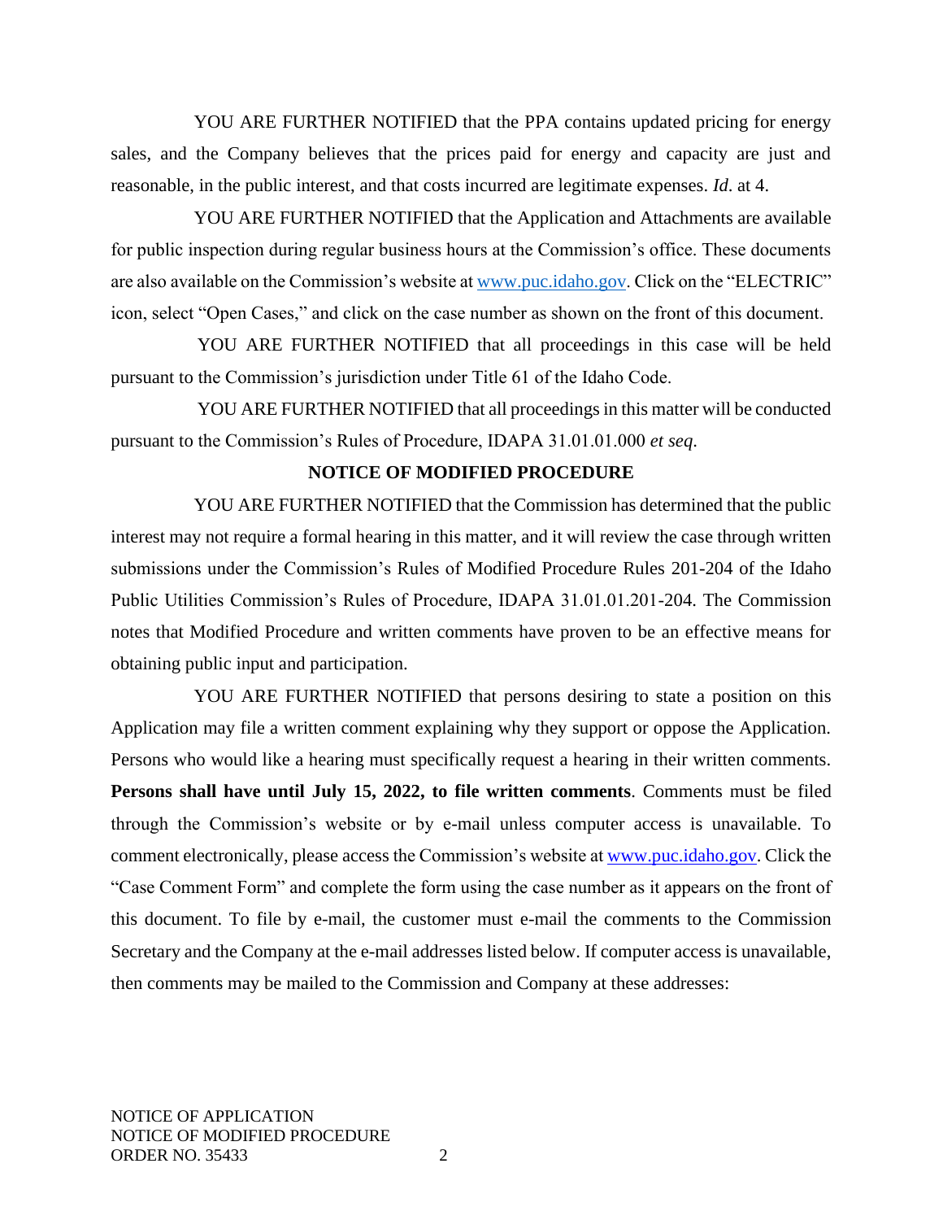YOU ARE FURTHER NOTIFIED that the PPA contains updated pricing for energy sales, and the Company believes that the prices paid for energy and capacity are just and reasonable, in the public interest, and that costs incurred are legitimate expenses. *Id.* at 4.

YOU ARE FURTHER NOTIFIED that the Application and Attachments are available for public inspection during regular business hours at the Commission's office. These documents are also available on the Commission's website at www.puc.idaho.gov. Click on the "ELECTRIC" icon, select "Open Cases," and click on the case number as shown on the front of this document.

YOU ARE FURTHER NOTIFIED that all proceedings in this case will be held pursuant to the Commission's jurisdiction under Title 61 of the Idaho Code.

YOU ARE FURTHER NOTIFIED that all proceedings in this matter will be conducted pursuant to the Commission's Rules of Procedure, IDAPA 31.01.01.000 *et seq*.

## NOTICE OF MODIFIED PROCEDURE

YOU ARE FURTHER NOTIFIED that the Commission has determined that the public interest may not require a formal hearing in this matter, and it will review the case through written submissions under the Commission's Rules of Modified Procedure Rules 201-204 of the Idaho Public Utilities Commission's Rules of Procedure, IDAPA 31.01.01.201-204. The Commission notes that Modified Procedure and written comments have proven to be an effective means for obtaining public input and participation.

YOU ARE FURTHER NOTIFIED that persons desiring to state a position on this Application may file a written comment explaining why they support or oppose the Application. Persons who would like a hearing must specifically request a hearing in their written comments. **Persons shall have until July 15, 2022, to file written comments**. Comments must be filed through the Commission's website or by e-mail unless computer access is unavailable. To comment electronically, please access the Commission's website at www.puc.idaho.gov. Click the "Case Comment Form" and complete the form using the case number as it appears on the front of this document. To file by e-mail, the customer must e-mail the comments to the Commission Secretary and the Company at the e-mail addresses listed below. If computer access is unavailable, then comments may be mailed to the Commission and Company at these addresses: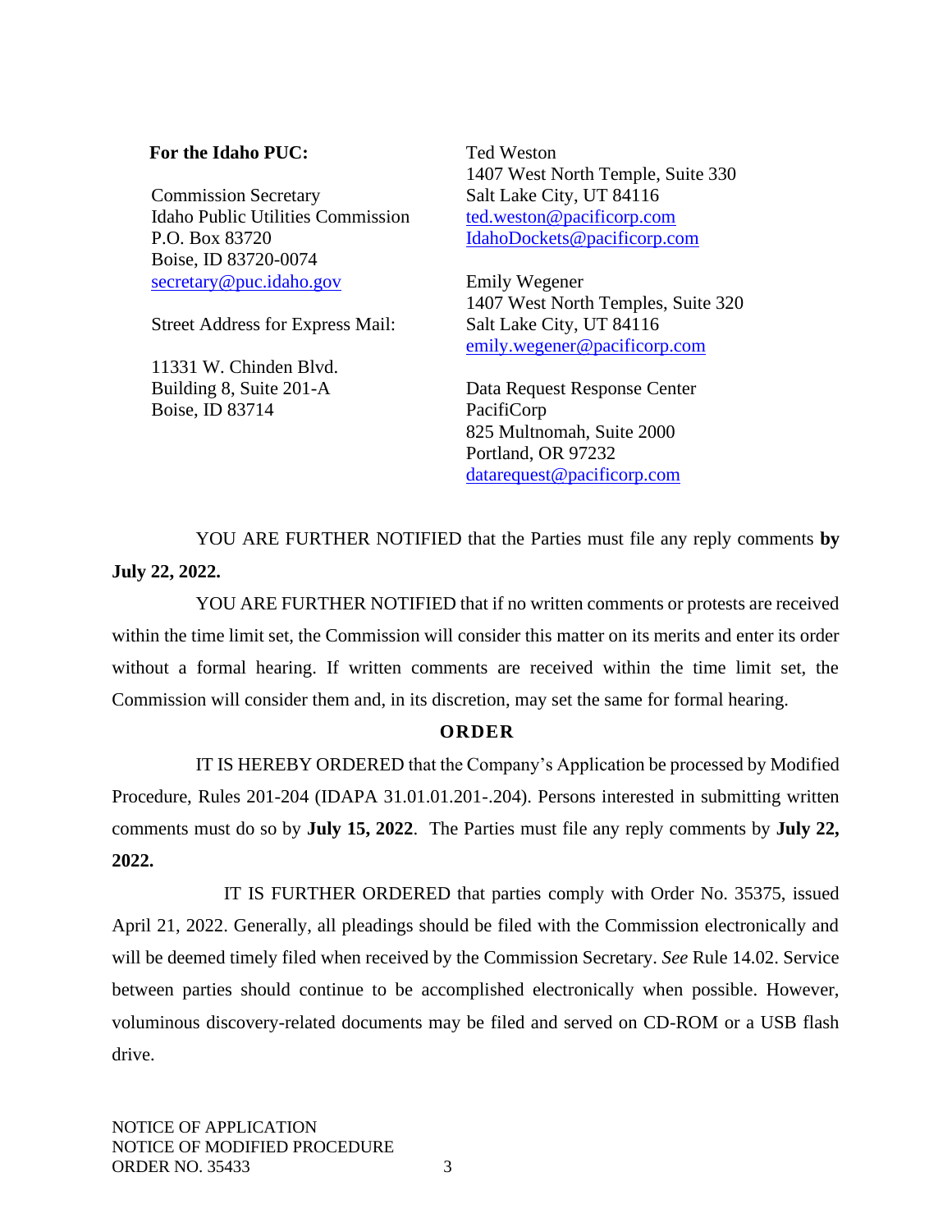**For the Idaho PUC:**

Commission Secretary
Idaho Public Utilities Commission
P.O. Box 83720
Boise, ID 83720-0074
secretary@puc.idaho.gov

Street Address for Express Mail:

11331 W. Chinden Blvd.
Building 8, Suite 201-A
Boise, ID 83714

Ted Weston
1407 West North Temple, Suite 330
Salt Lake City, UT 84116
ted.weston@pacificorp.com
IdahoDockets@pacificorp.com

Emily Wegener
1407 West North Temples, Suite 320
Salt Lake City, UT 84116
emily.wegener@pacificorp.com

Data Request Response Center
PacifiCorp
825 Multnomah, Suite 2000
Portland, OR 97232
datarequest@pacificorp.com

YOU ARE FURTHER NOTIFIED that the Parties must file any reply comments **by July 22, 2022.**

YOU ARE FURTHER NOTIFIED that if no written comments or protests are received within the time limit set, the Commission will consider this matter on its merits and enter its order without a formal hearing. If written comments are received within the time limit set, the Commission will consider them and, in its discretion, may set the same for formal hearing.

## ORDER

IT IS HEREBY ORDERED that the Company's Application be processed by Modified Procedure, Rules 201-204 (IDAPA 31.01.01.201-.204). Persons interested in submitting written comments must do so by **July 15, 2022**. The Parties must file any reply comments by **July 22, 2022.**

IT IS FURTHER ORDERED that parties comply with Order No. 35375, issued April 21, 2022. Generally, all pleadings should be filed with the Commission electronically and will be deemed timely filed when received by the Commission Secretary. *See* Rule 14.02. Service between parties should continue to be accomplished electronically when possible. However, voluminous discovery-related documents may be filed and served on CD-ROM or a USB flash drive.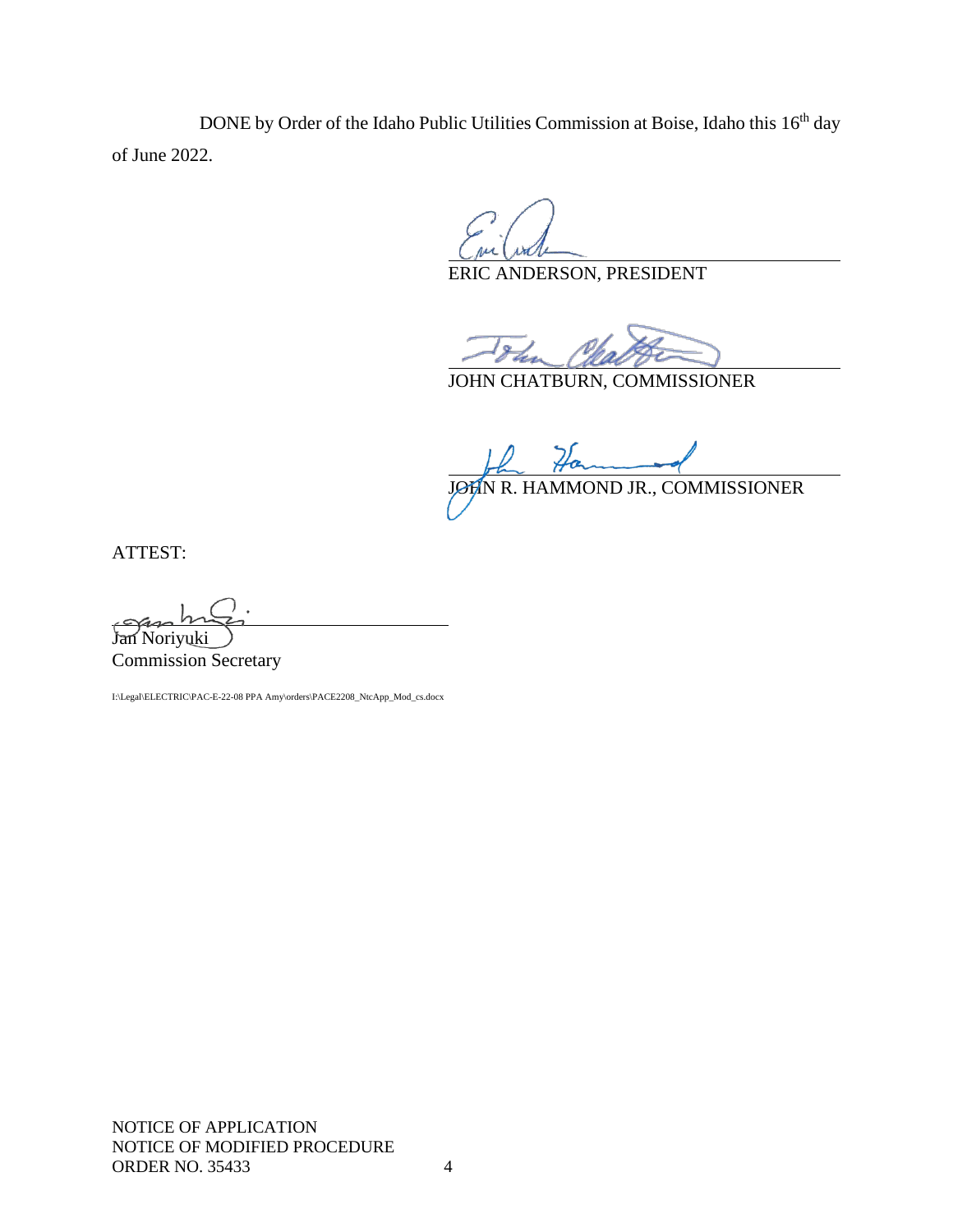DONE by Order of the Idaho Public Utilities Commission at Boise, Idaho this 16th day of June 2022.

ERIC ANDERSON, PRESIDENT

JOHN CHATBURN, COMMISSIONER

JOHN R. HAMMOND JR., COMMISSIONER

ATTEST:

Jan Noriyuki
Commission Secretary

I:\Legal\ELECTRIC\PAC-E-22-08 PPA Amy\orders\PACE2208_NtcApp_Mod_cs.docx

NOTICE OF APPLICATION
NOTICE OF MODIFIED PROCEDURE
ORDER NO. 35433